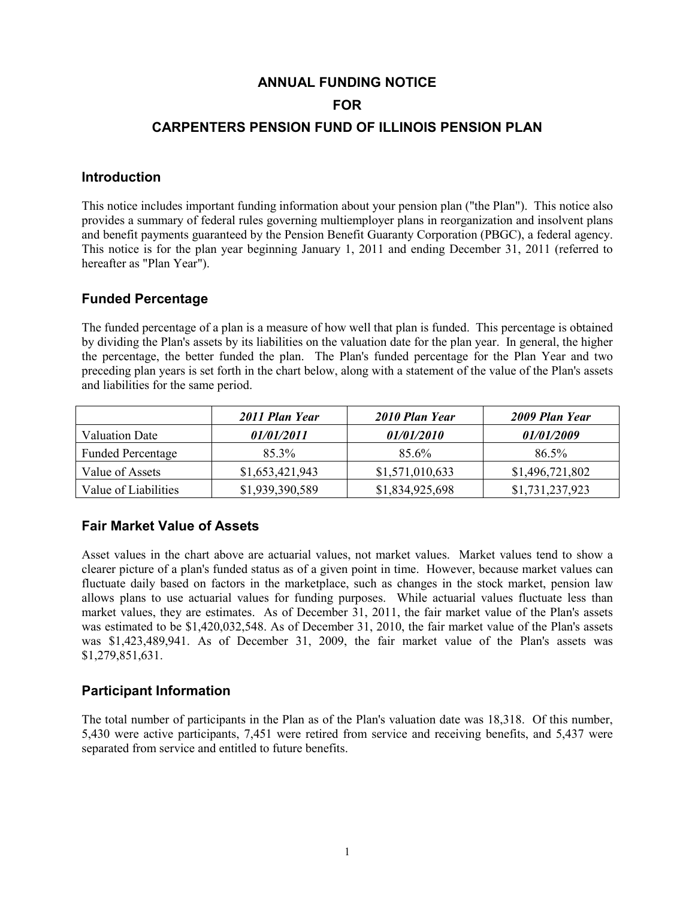# ANNUAL FUNDING NOTICE
# FOR
# CARPENTERS PENSION FUND OF ILLINOIS PENSION PLAN

## Introduction

This notice includes important funding information about your pension plan ("the Plan"). This notice also provides a summary of federal rules governing multiemployer plans in reorganization and insolvent plans and benefit payments guaranteed by the Pension Benefit Guaranty Corporation (PBGC), a federal agency. This notice is for the plan year beginning January 1, 2011 and ending December 31, 2011 (referred to hereafter as "Plan Year").

## Funded Percentage

The funded percentage of a plan is a measure of how well that plan is funded. This percentage is obtained by dividing the Plan's assets by its liabilities on the valuation date for the plan year. In general, the higher the percentage, the better funded the plan. The Plan's funded percentage for the Plan Year and two preceding plan years is set forth in the chart below, along with a statement of the value of the Plan's assets and liabilities for the same period.

| | ***2011 Plan Year*** | ***2010 Plan Year*** | ***2009 Plan Year*** |
|---|---|---|---|
| Valuation Date | ***01/01/2011*** | ***01/01/2010*** | ***01/01/2009*** |
| Funded Percentage | 85.3% | 85.6% | 86.5% |
| Value of Assets | $1,653,421,943 | $1,571,010,633 | $1,496,721,802 |
| Value of Liabilities | $1,939,390,589 | $1,834,925,698 | $1,731,237,923 |

## Fair Market Value of Assets

Asset values in the chart above are actuarial values, not market values. Market values tend to show a clearer picture of a plan's funded status as of a given point in time. However, because market values can fluctuate daily based on factors in the marketplace, such as changes in the stock market, pension law allows plans to use actuarial values for funding purposes. While actuarial values fluctuate less than market values, they are estimates. As of December 31, 2011, the fair market value of the Plan's assets was estimated to be $1,420,032,548. As of December 31, 2010, the fair market value of the Plan's assets was $1,423,489,941. As of December 31, 2009, the fair market value of the Plan's assets was $1,279,851,631.

## Participant Information

The total number of participants in the Plan as of the Plan's valuation date was 18,318. Of this number, 5,430 were active participants, 7,451 were retired from service and receiving benefits, and 5,437 were separated from service and entitled to future benefits.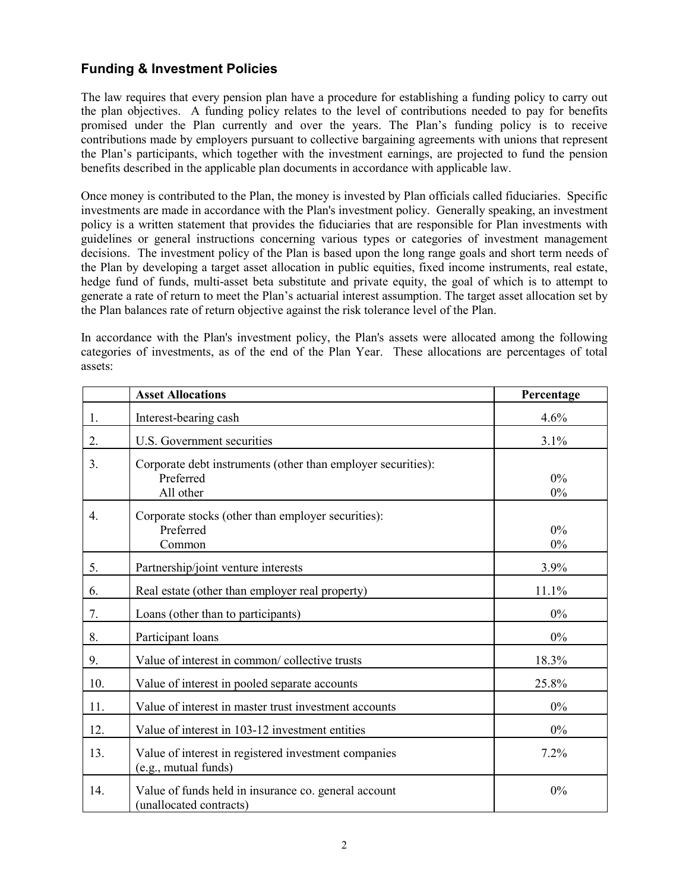## Funding & Investment Policies

The law requires that every pension plan have a procedure for establishing a funding policy to carry out the plan objectives. A funding policy relates to the level of contributions needed to pay for benefits promised under the Plan currently and over the years. The Plan's funding policy is to receive contributions made by employers pursuant to collective bargaining agreements with unions that represent the Plan's participants, which together with the investment earnings, are projected to fund the pension benefits described in the applicable plan documents in accordance with applicable law.

Once money is contributed to the Plan, the money is invested by Plan officials called fiduciaries. Specific investments are made in accordance with the Plan's investment policy. Generally speaking, an investment policy is a written statement that provides the fiduciaries that are responsible for Plan investments with guidelines or general instructions concerning various types or categories of investment management decisions. The investment policy of the Plan is based upon the long range goals and short term needs of the Plan by developing a target asset allocation in public equities, fixed income instruments, real estate, hedge fund of funds, multi-asset beta substitute and private equity, the goal of which is to attempt to generate a rate of return to meet the Plan's actuarial interest assumption. The target asset allocation set by the Plan balances rate of return objective against the risk tolerance level of the Plan.

In accordance with the Plan's investment policy, the Plan's assets were allocated among the following categories of investments, as of the end of the Plan Year. These allocations are percentages of total assets:

| | **Asset Allocations** | **Percentage** |
|---|---|---|
| 1. | Interest-bearing cash | 4.6% |
| 2. | U.S. Government securities | 3.1% |
| 3. | Corporate debt instruments (other than employer securities): | |
| | Preferred | 0% |
| | All other | 0% |
| 4. | Corporate stocks (other than employer securities): | |
| | Preferred | 0% |
| | Common | 0% |
| 5. | Partnership/joint venture interests | 3.9% |
| 6. | Real estate (other than employer real property) | 11.1% |
| 7. | Loans (other than to participants) | 0% |
| 8. | Participant loans | 0% |
| 9. | Value of interest in common/ collective trusts | 18.3% |
| 10. | Value of interest in pooled separate accounts | 25.8% |
| 11. | Value of interest in master trust investment accounts | 0% |
| 12. | Value of interest in 103-12 investment entities | 0% |
| 13. | Value of interest in registered investment companies (e.g., mutual funds) | 7.2% |
| 14. | Value of funds held in insurance co. general account (unallocated contracts) | 0% |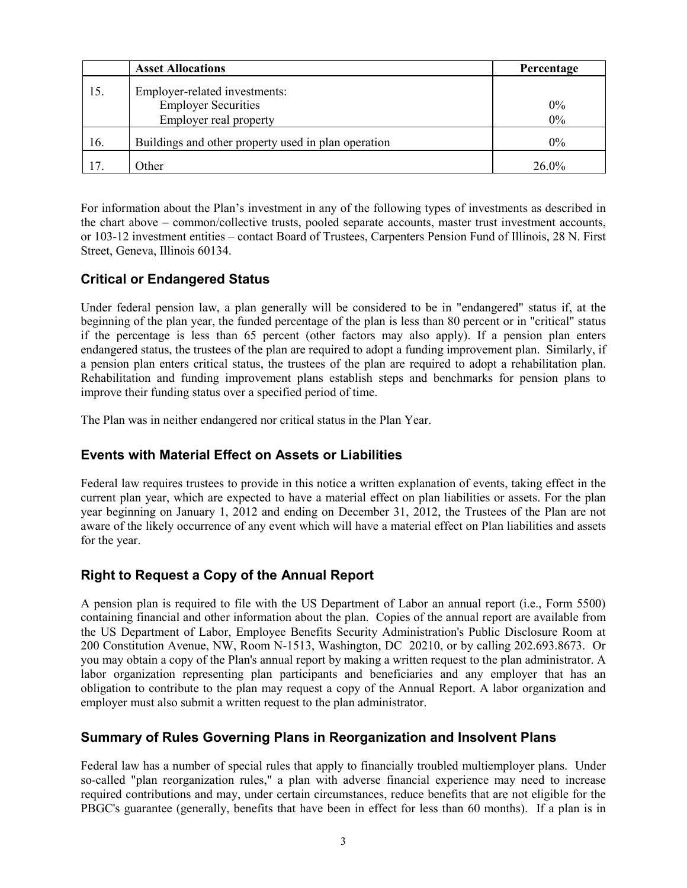| | Asset Allocations | Percentage |
|---|---|---|
| 15. | Employer-related investments:<br>Employer Securities<br>Employer real property | <br>0%<br>0% |
| 16. | Buildings and other property used in plan operation | 0% |
| 17. | Other | 26.0% |

For information about the Plan's investment in any of the following types of investments as described in the chart above – common/collective trusts, pooled separate accounts, master trust investment accounts, or 103-12 investment entities – contact Board of Trustees, Carpenters Pension Fund of Illinois, 28 N. First Street, Geneva, Illinois 60134.

## Critical or Endangered Status

Under federal pension law, a plan generally will be considered to be in "endangered" status if, at the beginning of the plan year, the funded percentage of the plan is less than 80 percent or in "critical" status if the percentage is less than 65 percent (other factors may also apply). If a pension plan enters endangered status, the trustees of the plan are required to adopt a funding improvement plan. Similarly, if a pension plan enters critical status, the trustees of the plan are required to adopt a rehabilitation plan. Rehabilitation and funding improvement plans establish steps and benchmarks for pension plans to improve their funding status over a specified period of time.

The Plan was in neither endangered nor critical status in the Plan Year.

## Events with Material Effect on Assets or Liabilities

Federal law requires trustees to provide in this notice a written explanation of events, taking effect in the current plan year, which are expected to have a material effect on plan liabilities or assets. For the plan year beginning on January 1, 2012 and ending on December 31, 2012, the Trustees of the Plan are not aware of the likely occurrence of any event which will have a material effect on Plan liabilities and assets for the year.

## Right to Request a Copy of the Annual Report

A pension plan is required to file with the US Department of Labor an annual report (i.e., Form 5500) containing financial and other information about the plan. Copies of the annual report are available from the US Department of Labor, Employee Benefits Security Administration's Public Disclosure Room at 200 Constitution Avenue, NW, Room N-1513, Washington, DC 20210, or by calling 202.693.8673. Or you may obtain a copy of the Plan's annual report by making a written request to the plan administrator. A labor organization representing plan participants and beneficiaries and any employer that has an obligation to contribute to the plan may request a copy of the Annual Report. A labor organization and employer must also submit a written request to the plan administrator.

## Summary of Rules Governing Plans in Reorganization and Insolvent Plans

Federal law has a number of special rules that apply to financially troubled multiemployer plans. Under so-called "plan reorganization rules," a plan with adverse financial experience may need to increase required contributions and may, under certain circumstances, reduce benefits that are not eligible for the PBGC's guarantee (generally, benefits that have been in effect for less than 60 months). If a plan is in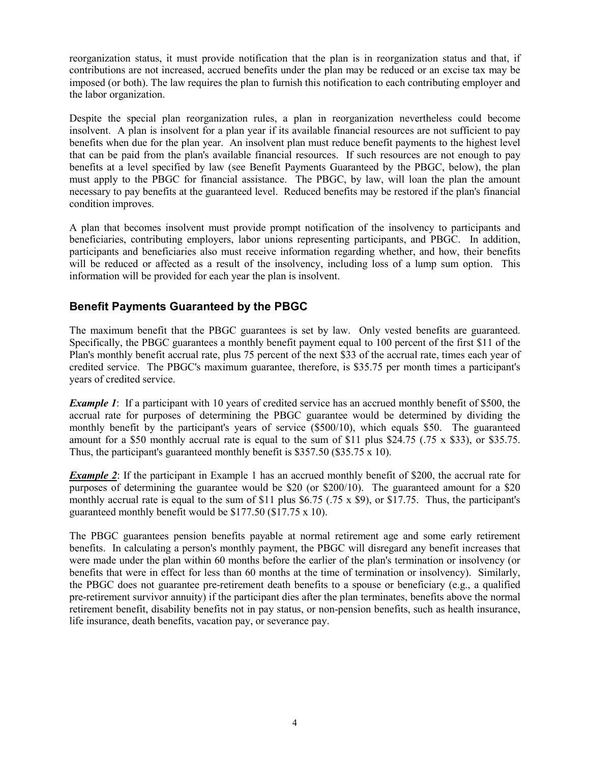reorganization status, it must provide notification that the plan is in reorganization status and that, if contributions are not increased, accrued benefits under the plan may be reduced or an excise tax may be imposed (or both). The law requires the plan to furnish this notification to each contributing employer and the labor organization.

Despite the special plan reorganization rules, a plan in reorganization nevertheless could become insolvent. A plan is insolvent for a plan year if its available financial resources are not sufficient to pay benefits when due for the plan year. An insolvent plan must reduce benefit payments to the highest level that can be paid from the plan's available financial resources. If such resources are not enough to pay benefits at a level specified by law (see Benefit Payments Guaranteed by the PBGC, below), the plan must apply to the PBGC for financial assistance. The PBGC, by law, will loan the plan the amount necessary to pay benefits at the guaranteed level. Reduced benefits may be restored if the plan's financial condition improves.

A plan that becomes insolvent must provide prompt notification of the insolvency to participants and beneficiaries, contributing employers, labor unions representing participants, and PBGC. In addition, participants and beneficiaries also must receive information regarding whether, and how, their benefits will be reduced or affected as a result of the insolvency, including loss of a lump sum option. This information will be provided for each year the plan is insolvent.

## Benefit Payments Guaranteed by the PBGC

The maximum benefit that the PBGC guarantees is set by law. Only vested benefits are guaranteed. Specifically, the PBGC guarantees a monthly benefit payment equal to 100 percent of the first $11 of the Plan's monthly benefit accrual rate, plus 75 percent of the next $33 of the accrual rate, times each year of credited service. The PBGC's maximum guarantee, therefore, is $35.75 per month times a participant's years of credited service.

***Example 1***: If a participant with 10 years of credited service has an accrued monthly benefit of $500, the accrual rate for purposes of determining the PBGC guarantee would be determined by dividing the monthly benefit by the participant's years of service ($500/10), which equals $50. The guaranteed amount for a $50 monthly accrual rate is equal to the sum of $11 plus $24.75 (.75 x $33), or $35.75. Thus, the participant's guaranteed monthly benefit is $357.50 ($35.75 x 10).

***Example 2***: If the participant in Example 1 has an accrued monthly benefit of $200, the accrual rate for purposes of determining the guarantee would be $20 (or $200/10). The guaranteed amount for a $20 monthly accrual rate is equal to the sum of $11 plus $6.75 (.75 x $9), or $17.75. Thus, the participant's guaranteed monthly benefit would be $177.50 ($17.75 x 10).

The PBGC guarantees pension benefits payable at normal retirement age and some early retirement benefits. In calculating a person's monthly payment, the PBGC will disregard any benefit increases that were made under the plan within 60 months before the earlier of the plan's termination or insolvency (or benefits that were in effect for less than 60 months at the time of termination or insolvency). Similarly, the PBGC does not guarantee pre-retirement death benefits to a spouse or beneficiary (e.g., a qualified pre-retirement survivor annuity) if the participant dies after the plan terminates, benefits above the normal retirement benefit, disability benefits not in pay status, or non-pension benefits, such as health insurance, life insurance, death benefits, vacation pay, or severance pay.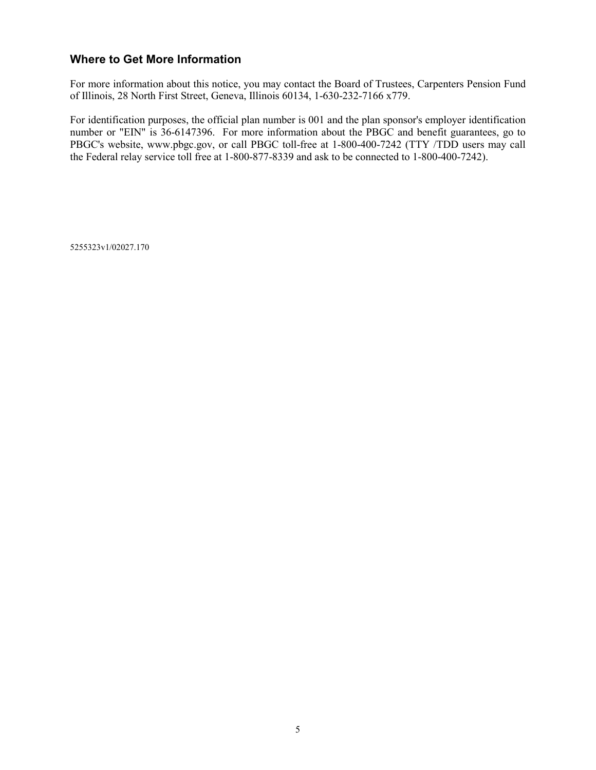## Where to Get More Information

For more information about this notice, you may contact the Board of Trustees, Carpenters Pension Fund of Illinois, 28 North First Street, Geneva, Illinois 60134, 1-630-232-7166 x779.

For identification purposes, the official plan number is 001 and the plan sponsor's employer identification number or "EIN" is 36-6147396. For more information about the PBGC and benefit guarantees, go to PBGC's website, www.pbgc.gov, or call PBGC toll-free at 1-800-400-7242 (TTY /TDD users may call the Federal relay service toll free at 1-800-877-8339 and ask to be connected to 1-800-400-7242).

5255323v1/02027.170